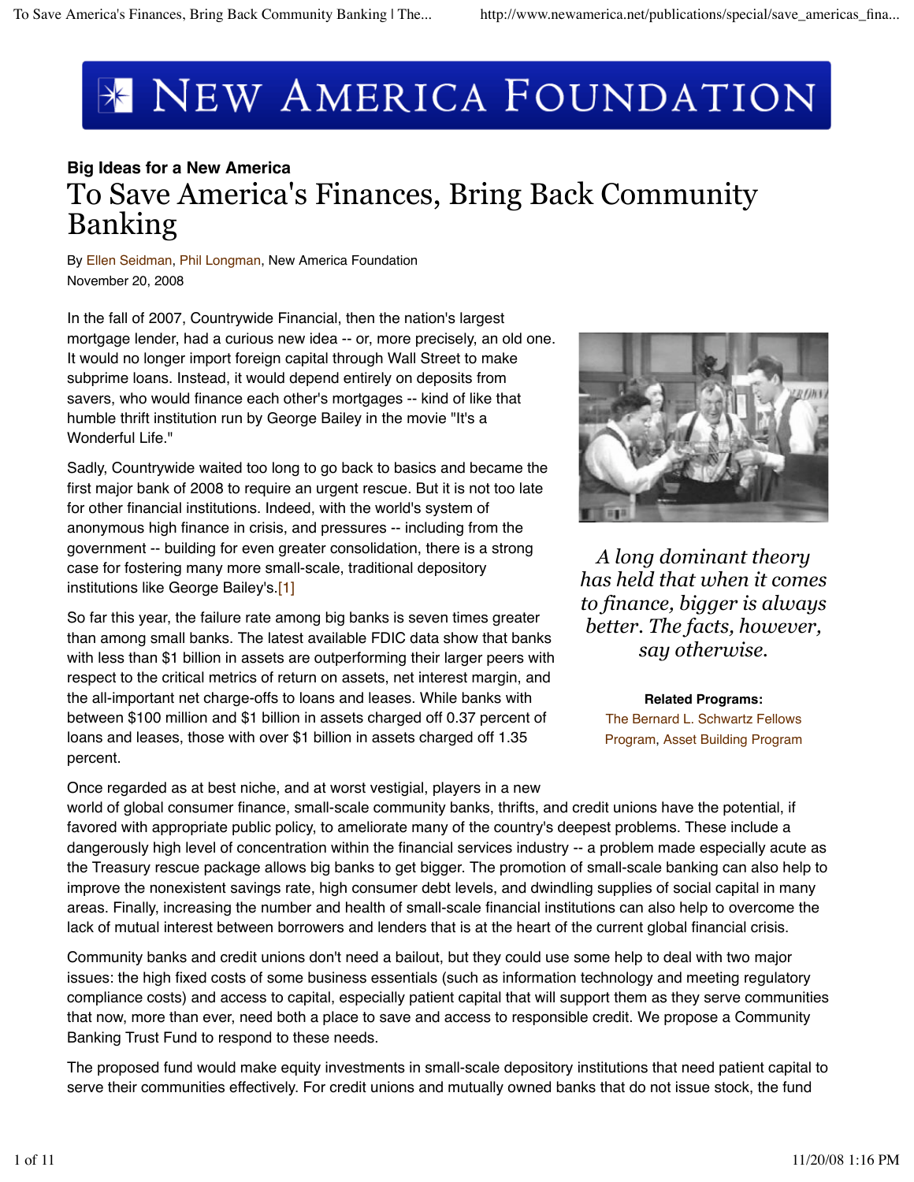NEW AMERICA FOUNDATION

**Big Ideas for a New America**

# To Save America's Finances, Bring Back Community Banking

By Ellen Seidman, Phil Longman, New America Foundation
November 20, 2008

In the fall of 2007, Countrywide Financial, then the nation's largest mortgage lender, had a curious new idea -- or, more precisely, an old one. It would no longer import foreign capital through Wall Street to make subprime loans. Instead, it would depend entirely on deposits from savers, who would finance each other's mortgages -- kind of like that humble thrift institution run by George Bailey in the movie "It's a Wonderful Life."

Sadly, Countrywide waited too long to go back to basics and became the first major bank of 2008 to require an urgent rescue. But it is not too late for other financial institutions. Indeed, with the world's system of anonymous high finance in crisis, and pressures -- including from the government -- building for even greater consolidation, there is a strong case for fostering many more small-scale, traditional depository institutions like George Bailey's.[1]

*A long dominant theory has held that when it comes to finance, bigger is always better. The facts, however, say otherwise.*

**Related Programs:**
The Bernard L. Schwartz Fellows Program, Asset Building Program

So far this year, the failure rate among big banks is seven times greater than among small banks. The latest available FDIC data show that banks with less than $1 billion in assets are outperforming their larger peers with respect to the critical metrics of return on assets, net interest margin, and the all-important net charge-offs to loans and leases. While banks with between $100 million and $1 billion in assets charged off 0.37 percent of loans and leases, those with over $1 billion in assets charged off 1.35 percent.

Once regarded as at best niche, and at worst vestigial, players in a new world of global consumer finance, small-scale community banks, thrifts, and credit unions have the potential, if favored with appropriate public policy, to ameliorate many of the country's deepest problems. These include a dangerously high level of concentration within the financial services industry -- a problem made especially acute as the Treasury rescue package allows big banks to get bigger. The promotion of small-scale banking can also help to improve the nonexistent savings rate, high consumer debt levels, and dwindling supplies of social capital in many areas. Finally, increasing the number and health of small-scale financial institutions can also help to overcome the lack of mutual interest between borrowers and lenders that is at the heart of the current global financial crisis.

Community banks and credit unions don't need a bailout, but they could use some help to deal with two major issues: the high fixed costs of some business essentials (such as information technology and meeting regulatory compliance costs) and access to capital, especially patient capital that will support them as they serve communities that now, more than ever, need both a place to save and access to responsible credit. We propose a Community Banking Trust Fund to respond to these needs.

The proposed fund would make equity investments in small-scale depository institutions that need patient capital to serve their communities effectively. For credit unions and mutually owned banks that do not issue stock, the fund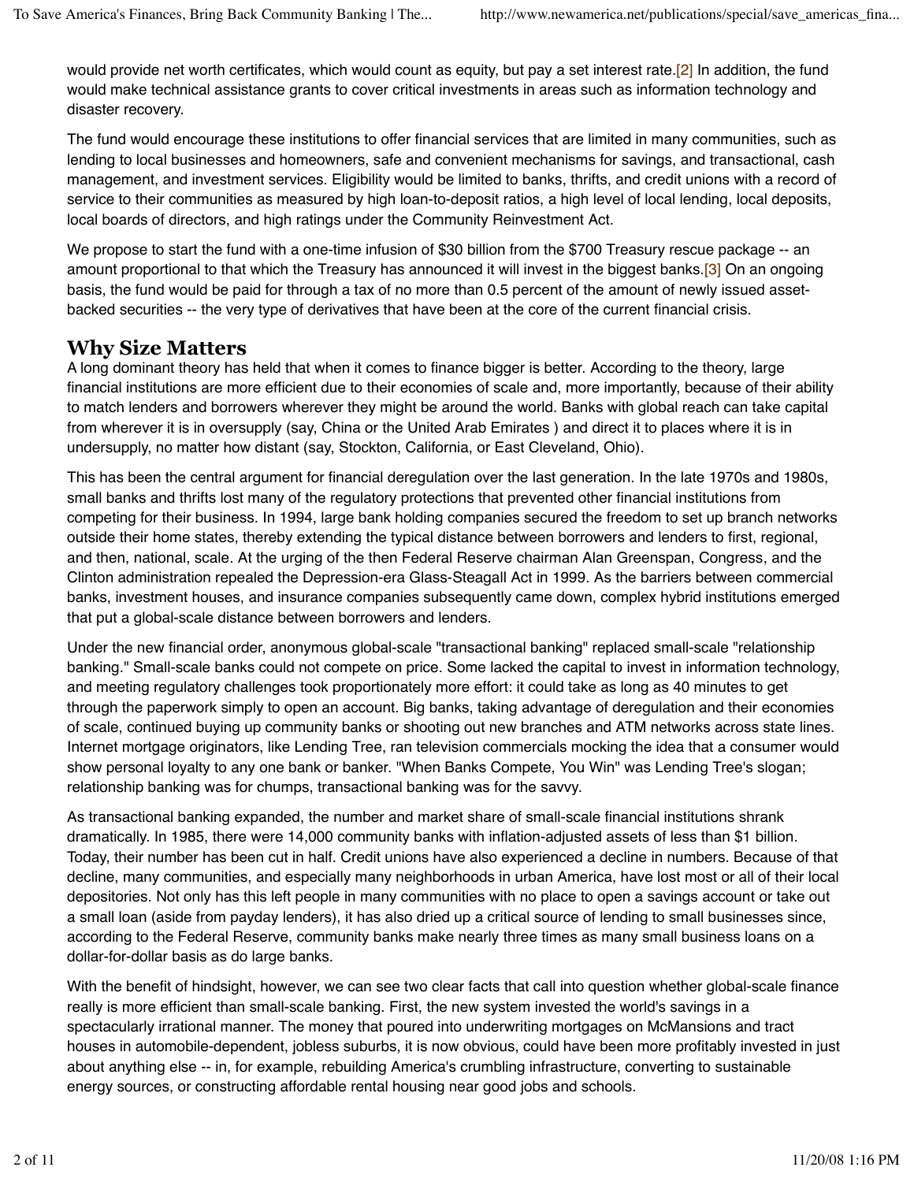would provide net worth certificates, which would count as equity, but pay a set interest rate.[2] In addition, the fund would make technical assistance grants to cover critical investments in areas such as information technology and disaster recovery.

The fund would encourage these institutions to offer financial services that are limited in many communities, such as lending to local businesses and homeowners, safe and convenient mechanisms for savings, and transactional, cash management, and investment services. Eligibility would be limited to banks, thrifts, and credit unions with a record of service to their communities as measured by high loan-to-deposit ratios, a high level of local lending, local deposits, local boards of directors, and high ratings under the Community Reinvestment Act.

We propose to start the fund with a one-time infusion of $30 billion from the $700 Treasury rescue package -- an amount proportional to that which the Treasury has announced it will invest in the biggest banks.[3] On an ongoing basis, the fund would be paid for through a tax of no more than 0.5 percent of the amount of newly issued asset-backed securities -- the very type of derivatives that have been at the core of the current financial crisis.

## Why Size Matters

A long dominant theory has held that when it comes to finance bigger is better. According to the theory, large financial institutions are more efficient due to their economies of scale and, more importantly, because of their ability to match lenders and borrowers wherever they might be around the world. Banks with global reach can take capital from wherever it is in oversupply (say, China or the United Arab Emirates ) and direct it to places where it is in undersupply, no matter how distant (say, Stockton, California, or East Cleveland, Ohio).

This has been the central argument for financial deregulation over the last generation. In the late 1970s and 1980s, small banks and thrifts lost many of the regulatory protections that prevented other financial institutions from competing for their business. In 1994, large bank holding companies secured the freedom to set up branch networks outside their home states, thereby extending the typical distance between borrowers and lenders to first, regional, and then, national, scale. At the urging of the then Federal Reserve chairman Alan Greenspan, Congress, and the Clinton administration repealed the Depression-era Glass-Steagall Act in 1999. As the barriers between commercial banks, investment houses, and insurance companies subsequently came down, complex hybrid institutions emerged that put a global-scale distance between borrowers and lenders.

Under the new financial order, anonymous global-scale "transactional banking" replaced small-scale "relationship banking." Small-scale banks could not compete on price. Some lacked the capital to invest in information technology, and meeting regulatory challenges took proportionately more effort: it could take as long as 40 minutes to get through the paperwork simply to open an account. Big banks, taking advantage of deregulation and their economies of scale, continued buying up community banks or shooting out new branches and ATM networks across state lines. Internet mortgage originators, like Lending Tree, ran television commercials mocking the idea that a consumer would show personal loyalty to any one bank or banker. "When Banks Compete, You Win" was Lending Tree's slogan; relationship banking was for chumps, transactional banking was for the savvy.

As transactional banking expanded, the number and market share of small-scale financial institutions shrank dramatically. In 1985, there were 14,000 community banks with inflation-adjusted assets of less than $1 billion. Today, their number has been cut in half. Credit unions have also experienced a decline in numbers. Because of that decline, many communities, and especially many neighborhoods in urban America, have lost most or all of their local depositories. Not only has this left people in many communities with no place to open a savings account or take out a small loan (aside from payday lenders), it has also dried up a critical source of lending to small businesses since, according to the Federal Reserve, community banks make nearly three times as many small business loans on a dollar-for-dollar basis as do large banks.

With the benefit of hindsight, however, we can see two clear facts that call into question whether global-scale finance really is more efficient than small-scale banking. First, the new system invested the world's savings in a spectacularly irrational manner. The money that poured into underwriting mortgages on McMansions and tract houses in automobile-dependent, jobless suburbs, it is now obvious, could have been more profitably invested in just about anything else -- in, for example, rebuilding America's crumbling infrastructure, converting to sustainable energy sources, or constructing affordable rental housing near good jobs and schools.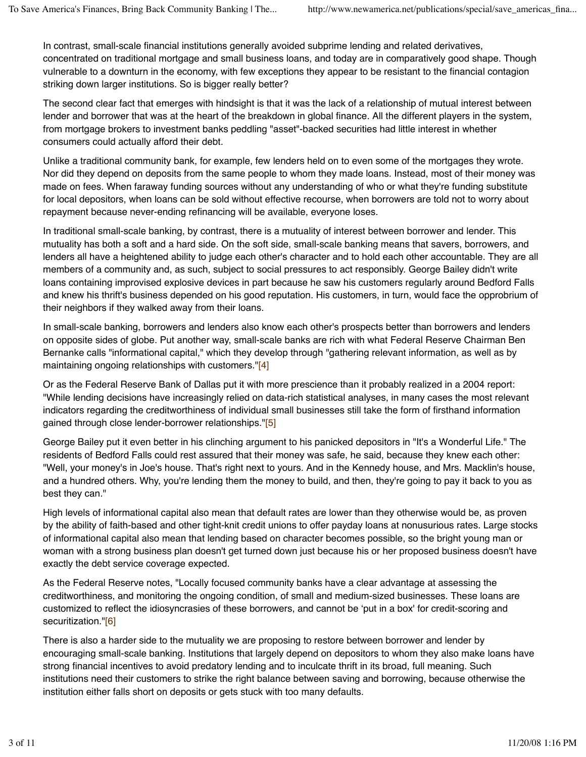In contrast, small-scale financial institutions generally avoided subprime lending and related derivatives, concentrated on traditional mortgage and small business loans, and today are in comparatively good shape. Though vulnerable to a downturn in the economy, with few exceptions they appear to be resistant to the financial contagion striking down larger institutions. So is bigger really better?

The second clear fact that emerges with hindsight is that it was the lack of a relationship of mutual interest between lender and borrower that was at the heart of the breakdown in global finance. All the different players in the system, from mortgage brokers to investment banks peddling "asset"-backed securities had little interest in whether consumers could actually afford their debt.

Unlike a traditional community bank, for example, few lenders held on to even some of the mortgages they wrote. Nor did they depend on deposits from the same people to whom they made loans. Instead, most of their money was made on fees. When faraway funding sources without any understanding of who or what they're funding substitute for local depositors, when loans can be sold without effective recourse, when borrowers are told not to worry about repayment because never-ending refinancing will be available, everyone loses.

In traditional small-scale banking, by contrast, there is a mutuality of interest between borrower and lender. This mutuality has both a soft and a hard side. On the soft side, small-scale banking means that savers, borrowers, and lenders all have a heightened ability to judge each other's character and to hold each other accountable. They are all members of a community and, as such, subject to social pressures to act responsibly. George Bailey didn't write loans containing improvised explosive devices in part because he saw his customers regularly around Bedford Falls and knew his thrift's business depended on his good reputation. His customers, in turn, would face the opprobrium of their neighbors if they walked away from their loans.

In small-scale banking, borrowers and lenders also know each other's prospects better than borrowers and lenders on opposite sides of globe. Put another way, small-scale banks are rich with what Federal Reserve Chairman Ben Bernanke calls "informational capital," which they develop through "gathering relevant information, as well as by maintaining ongoing relationships with customers."[4]

Or as the Federal Reserve Bank of Dallas put it with more prescience than it probably realized in a 2004 report: "While lending decisions have increasingly relied on data-rich statistical analyses, in many cases the most relevant indicators regarding the creditworthiness of individual small businesses still take the form of firsthand information gained through close lender-borrower relationships."[5]

George Bailey put it even better in his clinching argument to his panicked depositors in "It's a Wonderful Life." The residents of Bedford Falls could rest assured that their money was safe, he said, because they knew each other: "Well, your money's in Joe's house. That's right next to yours. And in the Kennedy house, and Mrs. Macklin's house, and a hundred others. Why, you're lending them the money to build, and then, they're going to pay it back to you as best they can."

High levels of informational capital also mean that default rates are lower than they otherwise would be, as proven by the ability of faith-based and other tight-knit credit unions to offer payday loans at nonusurious rates. Large stocks of informational capital also mean that lending based on character becomes possible, so the bright young man or woman with a strong business plan doesn't get turned down just because his or her proposed business doesn't have exactly the debt service coverage expected.

As the Federal Reserve notes, "Locally focused community banks have a clear advantage at assessing the creditworthiness, and monitoring the ongoing condition, of small and medium-sized businesses. These loans are customized to reflect the idiosyncrasies of these borrowers, and cannot be 'put in a box' for credit-scoring and securitization."[6]

There is also a harder side to the mutuality we are proposing to restore between borrower and lender by encouraging small-scale banking. Institutions that largely depend on depositors to whom they also make loans have strong financial incentives to avoid predatory lending and to inculcate thrift in its broad, full meaning. Such institutions need their customers to strike the right balance between saving and borrowing, because otherwise the institution either falls short on deposits or gets stuck with too many defaults.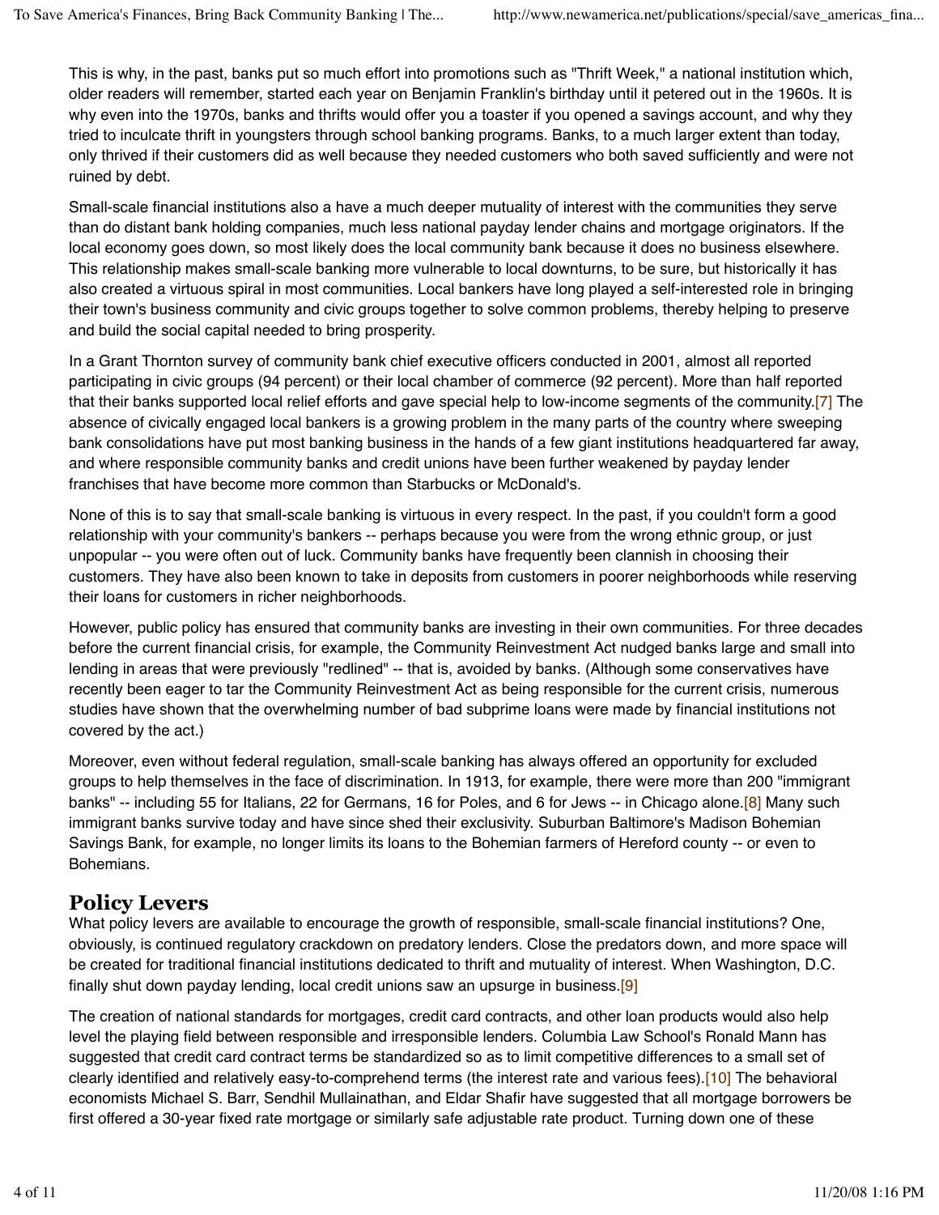This is why, in the past, banks put so much effort into promotions such as "Thrift Week," a national institution which, older readers will remember, started each year on Benjamin Franklin's birthday until it petered out in the 1960s. It is why even into the 1970s, banks and thrifts would offer you a toaster if you opened a savings account, and why they tried to inculcate thrift in youngsters through school banking programs. Banks, to a much larger extent than today, only thrived if their customers did as well because they needed customers who both saved sufficiently and were not ruined by debt.

Small-scale financial institutions also a have a much deeper mutuality of interest with the communities they serve than do distant bank holding companies, much less national payday lender chains and mortgage originators. If the local economy goes down, so most likely does the local community bank because it does no business elsewhere. This relationship makes small-scale banking more vulnerable to local downturns, to be sure, but historically it has also created a virtuous spiral in most communities. Local bankers have long played a self-interested role in bringing their town's business community and civic groups together to solve common problems, thereby helping to preserve and build the social capital needed to bring prosperity.

In a Grant Thornton survey of community bank chief executive officers conducted in 2001, almost all reported participating in civic groups (94 percent) or their local chamber of commerce (92 percent). More than half reported that their banks supported local relief efforts and gave special help to low-income segments of the community.[7] The absence of civically engaged local bankers is a growing problem in the many parts of the country where sweeping bank consolidations have put most banking business in the hands of a few giant institutions headquartered far away, and where responsible community banks and credit unions have been further weakened by payday lender franchises that have become more common than Starbucks or McDonald's.

None of this is to say that small-scale banking is virtuous in every respect. In the past, if you couldn't form a good relationship with your community's bankers -- perhaps because you were from the wrong ethnic group, or just unpopular -- you were often out of luck. Community banks have frequently been clannish in choosing their customers. They have also been known to take in deposits from customers in poorer neighborhoods while reserving their loans for customers in richer neighborhoods.

However, public policy has ensured that community banks are investing in their own communities. For three decades before the current financial crisis, for example, the Community Reinvestment Act nudged banks large and small into lending in areas that were previously "redlined" -- that is, avoided by banks. (Although some conservatives have recently been eager to tar the Community Reinvestment Act as being responsible for the current crisis, numerous studies have shown that the overwhelming number of bad subprime loans were made by financial institutions not covered by the act.)

Moreover, even without federal regulation, small-scale banking has always offered an opportunity for excluded groups to help themselves in the face of discrimination. In 1913, for example, there were more than 200 "immigrant banks" -- including 55 for Italians, 22 for Germans, 16 for Poles, and 6 for Jews -- in Chicago alone.[8] Many such immigrant banks survive today and have since shed their exclusivity. Suburban Baltimore's Madison Bohemian Savings Bank, for example, no longer limits its loans to the Bohemian farmers of Hereford county -- or even to Bohemians.

## Policy Levers

What policy levers are available to encourage the growth of responsible, small-scale financial institutions? One, obviously, is continued regulatory crackdown on predatory lenders. Close the predators down, and more space will be created for traditional financial institutions dedicated to thrift and mutuality of interest. When Washington, D.C. finally shut down payday lending, local credit unions saw an upsurge in business.[9]

The creation of national standards for mortgages, credit card contracts, and other loan products would also help level the playing field between responsible and irresponsible lenders. Columbia Law School's Ronald Mann has suggested that credit card contract terms be standardized so as to limit competitive differences to a small set of clearly identified and relatively easy-to-comprehend terms (the interest rate and various fees).[10] The behavioral economists Michael S. Barr, Sendhil Mullainathan, and Eldar Shafir have suggested that all mortgage borrowers be first offered a 30-year fixed rate mortgage or similarly safe adjustable rate product. Turning down one of these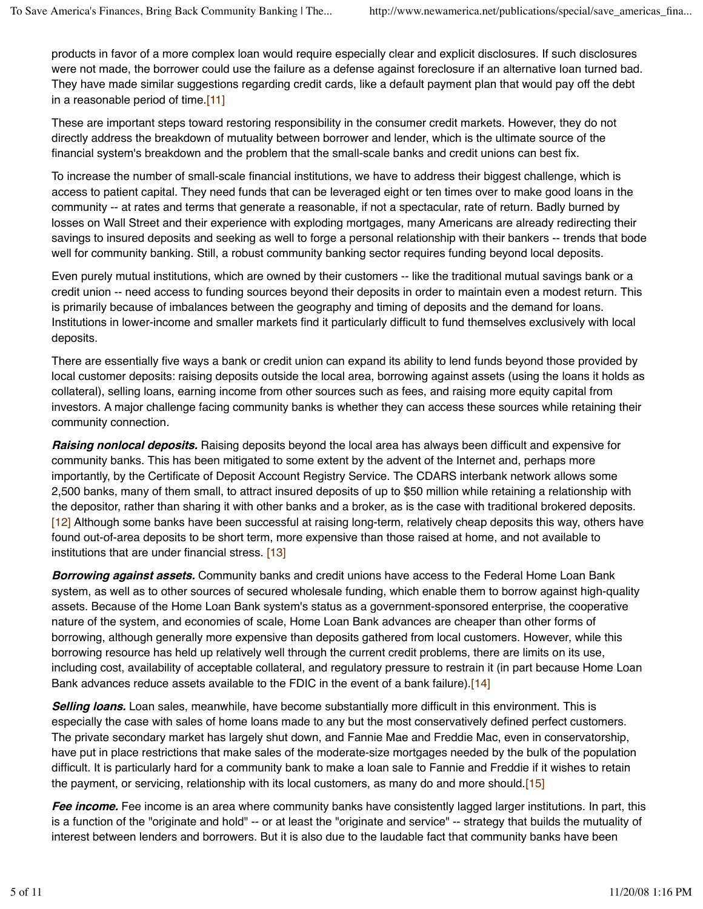products in favor of a more complex loan would require especially clear and explicit disclosures. If such disclosures were not made, the borrower could use the failure as a defense against foreclosure if an alternative loan turned bad. They have made similar suggestions regarding credit cards, like a default payment plan that would pay off the debt in a reasonable period of time.[11]

These are important steps toward restoring responsibility in the consumer credit markets. However, they do not directly address the breakdown of mutuality between borrower and lender, which is the ultimate source of the financial system's breakdown and the problem that the small-scale banks and credit unions can best fix.

To increase the number of small-scale financial institutions, we have to address their biggest challenge, which is access to patient capital. They need funds that can be leveraged eight or ten times over to make good loans in the community -- at rates and terms that generate a reasonable, if not a spectacular, rate of return. Badly burned by losses on Wall Street and their experience with exploding mortgages, many Americans are already redirecting their savings to insured deposits and seeking as well to forge a personal relationship with their bankers -- trends that bode well for community banking. Still, a robust community banking sector requires funding beyond local deposits.

Even purely mutual institutions, which are owned by their customers -- like the traditional mutual savings bank or a credit union -- need access to funding sources beyond their deposits in order to maintain even a modest return. This is primarily because of imbalances between the geography and timing of deposits and the demand for loans. Institutions in lower-income and smaller markets find it particularly difficult to fund themselves exclusively with local deposits.

There are essentially five ways a bank or credit union can expand its ability to lend funds beyond those provided by local customer deposits: raising deposits outside the local area, borrowing against assets (using the loans it holds as collateral), selling loans, earning income from other sources such as fees, and raising more equity capital from investors. A major challenge facing community banks is whether they can access these sources while retaining their community connection.

***Raising nonlocal deposits.*** Raising deposits beyond the local area has always been difficult and expensive for community banks. This has been mitigated to some extent by the advent of the Internet and, perhaps more importantly, by the Certificate of Deposit Account Registry Service. The CDARS interbank network allows some 2,500 banks, many of them small, to attract insured deposits of up to $50 million while retaining a relationship with the depositor, rather than sharing it with other banks and a broker, as is the case with traditional brokered deposits.[12] Although some banks have been successful at raising long-term, relatively cheap deposits this way, others have found out-of-area deposits to be short term, more expensive than those raised at home, and not available to institutions that are under financial stress. [13]

***Borrowing against assets.*** Community banks and credit unions have access to the Federal Home Loan Bank system, as well as to other sources of secured wholesale funding, which enable them to borrow against high-quality assets. Because of the Home Loan Bank system's status as a government-sponsored enterprise, the cooperative nature of the system, and economies of scale, Home Loan Bank advances are cheaper than other forms of borrowing, although generally more expensive than deposits gathered from local customers. However, while this borrowing resource has held up relatively well through the current credit problems, there are limits on its use, including cost, availability of acceptable collateral, and regulatory pressure to restrain it (in part because Home Loan Bank advances reduce assets available to the FDIC in the event of a bank failure).[14]

***Selling loans.*** Loan sales, meanwhile, have become substantially more difficult in this environment. This is especially the case with sales of home loans made to any but the most conservatively defined perfect customers. The private secondary market has largely shut down, and Fannie Mae and Freddie Mac, even in conservatorship, have put in place restrictions that make sales of the moderate-size mortgages needed by the bulk of the population difficult. It is particularly hard for a community bank to make a loan sale to Fannie and Freddie if it wishes to retain the payment, or servicing, relationship with its local customers, as many do and more should.[15]

***Fee income.*** Fee income is an area where community banks have consistently lagged larger institutions. In part, this is a function of the "originate and hold" -- or at least the "originate and service" -- strategy that builds the mutuality of interest between lenders and borrowers. But it is also due to the laudable fact that community banks have been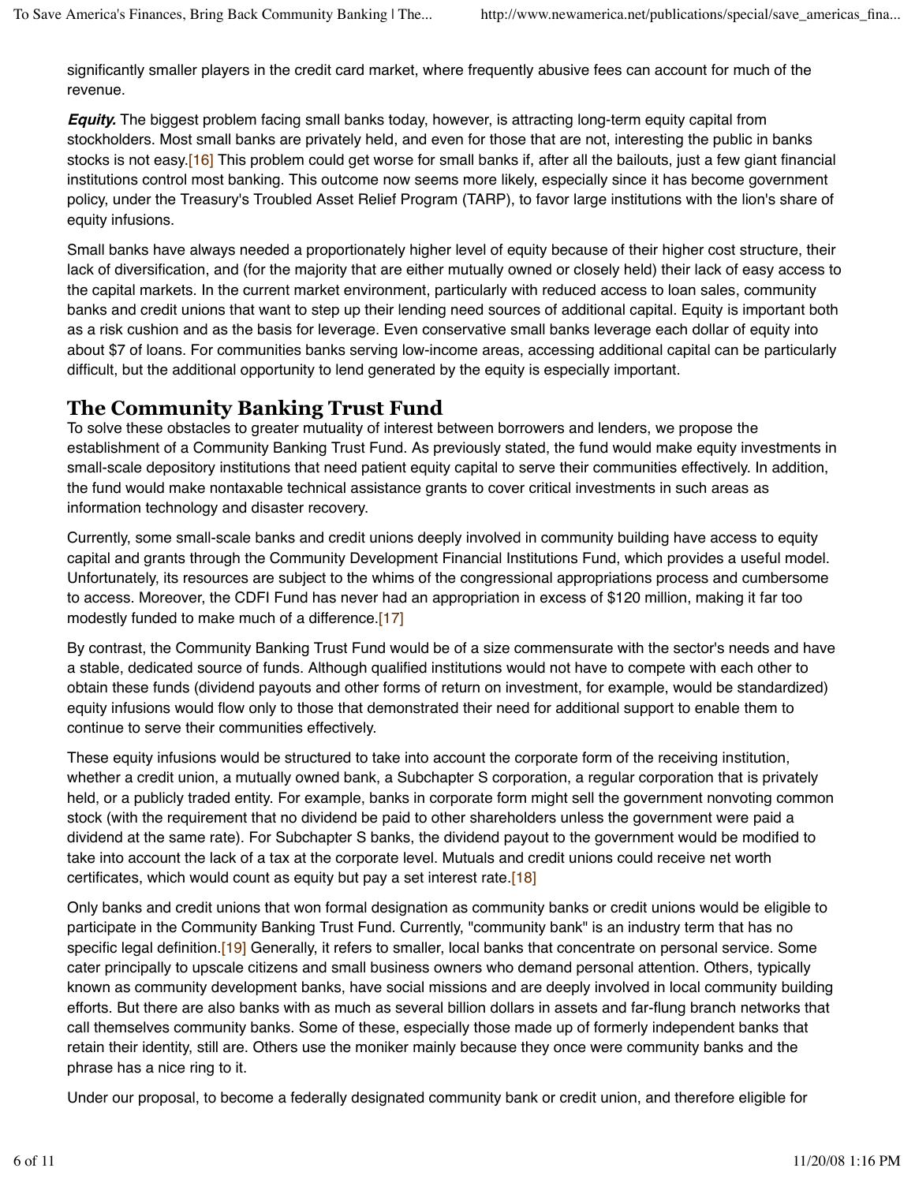significantly smaller players in the credit card market, where frequently abusive fees can account for much of the revenue.

***Equity.*** The biggest problem facing small banks today, however, is attracting long-term equity capital from stockholders. Most small banks are privately held, and even for those that are not, interesting the public in banks stocks is not easy.[16] This problem could get worse for small banks if, after all the bailouts, just a few giant financial institutions control most banking. This outcome now seems more likely, especially since it has become government policy, under the Treasury's Troubled Asset Relief Program (TARP), to favor large institutions with the lion's share of equity infusions.

Small banks have always needed a proportionately higher level of equity because of their higher cost structure, their lack of diversification, and (for the majority that are either mutually owned or closely held) their lack of easy access to the capital markets. In the current market environment, particularly with reduced access to loan sales, community banks and credit unions that want to step up their lending need sources of additional capital. Equity is important both as a risk cushion and as the basis for leverage. Even conservative small banks leverage each dollar of equity into about $7 of loans. For communities banks serving low-income areas, accessing additional capital can be particularly difficult, but the additional opportunity to lend generated by the equity is especially important.

## The Community Banking Trust Fund

To solve these obstacles to greater mutuality of interest between borrowers and lenders, we propose the establishment of a Community Banking Trust Fund. As previously stated, the fund would make equity investments in small-scale depository institutions that need patient equity capital to serve their communities effectively. In addition, the fund would make nontaxable technical assistance grants to cover critical investments in such areas as information technology and disaster recovery.

Currently, some small-scale banks and credit unions deeply involved in community building have access to equity capital and grants through the Community Development Financial Institutions Fund, which provides a useful model. Unfortunately, its resources are subject to the whims of the congressional appropriations process and cumbersome to access. Moreover, the CDFI Fund has never had an appropriation in excess of $120 million, making it far too modestly funded to make much of a difference.[17]

By contrast, the Community Banking Trust Fund would be of a size commensurate with the sector's needs and have a stable, dedicated source of funds. Although qualified institutions would not have to compete with each other to obtain these funds (dividend payouts and other forms of return on investment, for example, would be standardized) equity infusions would flow only to those that demonstrated their need for additional support to enable them to continue to serve their communities effectively.

These equity infusions would be structured to take into account the corporate form of the receiving institution, whether a credit union, a mutually owned bank, a Subchapter S corporation, a regular corporation that is privately held, or a publicly traded entity. For example, banks in corporate form might sell the government nonvoting common stock (with the requirement that no dividend be paid to other shareholders unless the government were paid a dividend at the same rate). For Subchapter S banks, the dividend payout to the government would be modified to take into account the lack of a tax at the corporate level. Mutuals and credit unions could receive net worth certificates, which would count as equity but pay a set interest rate.[18]

Only banks and credit unions that won formal designation as community banks or credit unions would be eligible to participate in the Community Banking Trust Fund. Currently, "community bank" is an industry term that has no specific legal definition.[19] Generally, it refers to smaller, local banks that concentrate on personal service. Some cater principally to upscale citizens and small business owners who demand personal attention. Others, typically known as community development banks, have social missions and are deeply involved in local community building efforts. But there are also banks with as much as several billion dollars in assets and far-flung branch networks that call themselves community banks. Some of these, especially those made up of formerly independent banks that retain their identity, still are. Others use the moniker mainly because they once were community banks and the phrase has a nice ring to it.

Under our proposal, to become a federally designated community bank or credit union, and therefore eligible for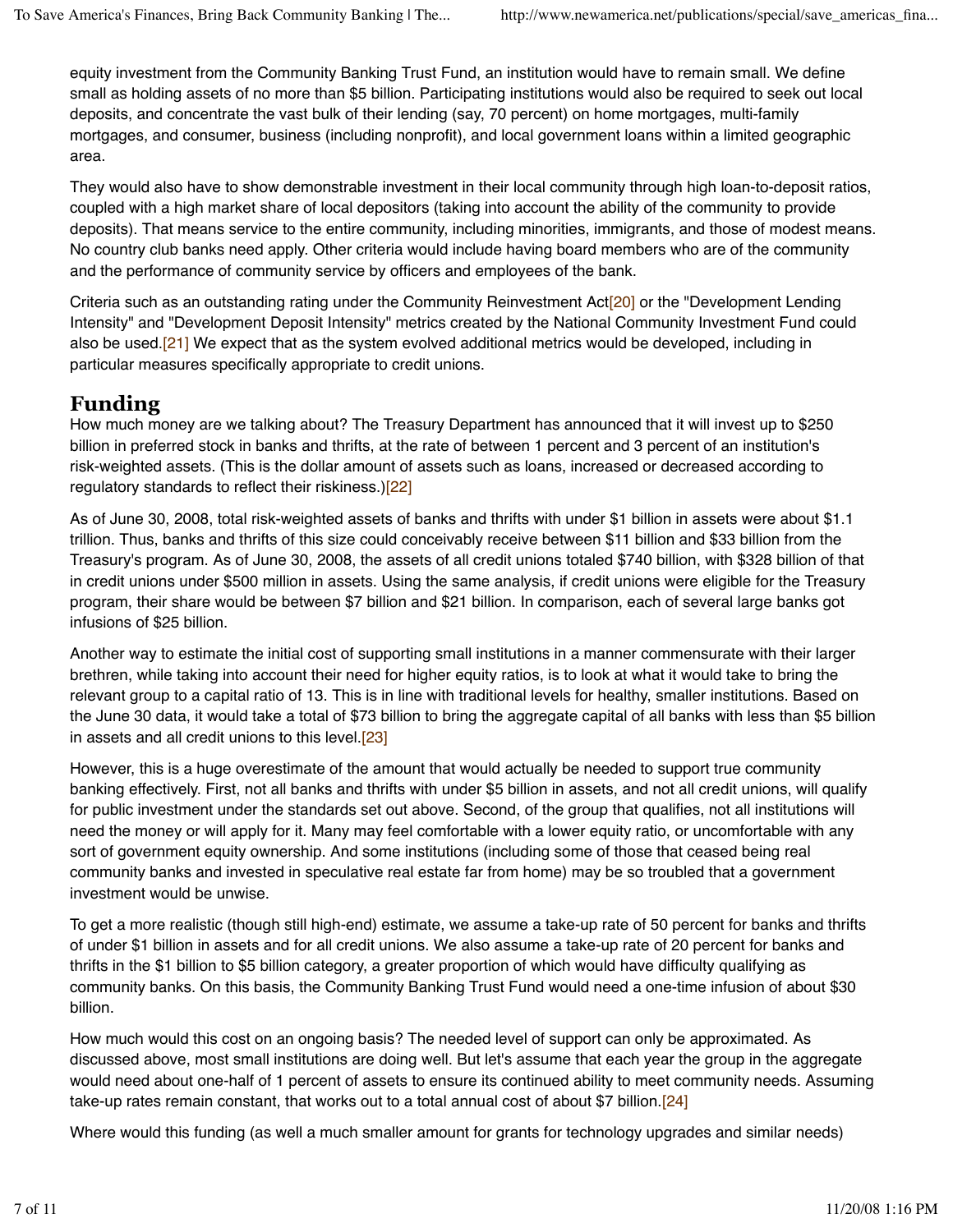equity investment from the Community Banking Trust Fund, an institution would have to remain small. We define small as holding assets of no more than $5 billion. Participating institutions would also be required to seek out local deposits, and concentrate the vast bulk of their lending (say, 70 percent) on home mortgages, multi-family mortgages, and consumer, business (including nonprofit), and local government loans within a limited geographic area.

They would also have to show demonstrable investment in their local community through high loan-to-deposit ratios, coupled with a high market share of local depositors (taking into account the ability of the community to provide deposits). That means service to the entire community, including minorities, immigrants, and those of modest means. No country club banks need apply. Other criteria would include having board members who are of the community and the performance of community service by officers and employees of the bank.

Criteria such as an outstanding rating under the Community Reinvestment Act[20] or the "Development Lending Intensity" and "Development Deposit Intensity" metrics created by the National Community Investment Fund could also be used.[21] We expect that as the system evolved additional metrics would be developed, including in particular measures specifically appropriate to credit unions.

## Funding

How much money are we talking about? The Treasury Department has announced that it will invest up to $250 billion in preferred stock in banks and thrifts, at the rate of between 1 percent and 3 percent of an institution's risk-weighted assets. (This is the dollar amount of assets such as loans, increased or decreased according to regulatory standards to reflect their riskiness.)[22]

As of June 30, 2008, total risk-weighted assets of banks and thrifts with under $1 billion in assets were about $1.1 trillion. Thus, banks and thrifts of this size could conceivably receive between $11 billion and $33 billion from the Treasury's program. As of June 30, 2008, the assets of all credit unions totaled $740 billion, with $328 billion of that in credit unions under $500 million in assets. Using the same analysis, if credit unions were eligible for the Treasury program, their share would be between $7 billion and $21 billion. In comparison, each of several large banks got infusions of $25 billion.

Another way to estimate the initial cost of supporting small institutions in a manner commensurate with their larger brethren, while taking into account their need for higher equity ratios, is to look at what it would take to bring the relevant group to a capital ratio of 13. This is in line with traditional levels for healthy, smaller institutions. Based on the June 30 data, it would take a total of $73 billion to bring the aggregate capital of all banks with less than $5 billion in assets and all credit unions to this level.[23]

However, this is a huge overestimate of the amount that would actually be needed to support true community banking effectively. First, not all banks and thrifts with under $5 billion in assets, and not all credit unions, will qualify for public investment under the standards set out above. Second, of the group that qualifies, not all institutions will need the money or will apply for it. Many may feel comfortable with a lower equity ratio, or uncomfortable with any sort of government equity ownership. And some institutions (including some of those that ceased being real community banks and invested in speculative real estate far from home) may be so troubled that a government investment would be unwise.

To get a more realistic (though still high-end) estimate, we assume a take-up rate of 50 percent for banks and thrifts of under $1 billion in assets and for all credit unions. We also assume a take-up rate of 20 percent for banks and thrifts in the $1 billion to $5 billion category, a greater proportion of which would have difficulty qualifying as community banks. On this basis, the Community Banking Trust Fund would need a one-time infusion of about $30 billion.

How much would this cost on an ongoing basis? The needed level of support can only be approximated. As discussed above, most small institutions are doing well. But let's assume that each year the group in the aggregate would need about one-half of 1 percent of assets to ensure its continued ability to meet community needs. Assuming take-up rates remain constant, that works out to a total annual cost of about $7 billion.[24]

Where would this funding (as well a much smaller amount for grants for technology upgrades and similar needs)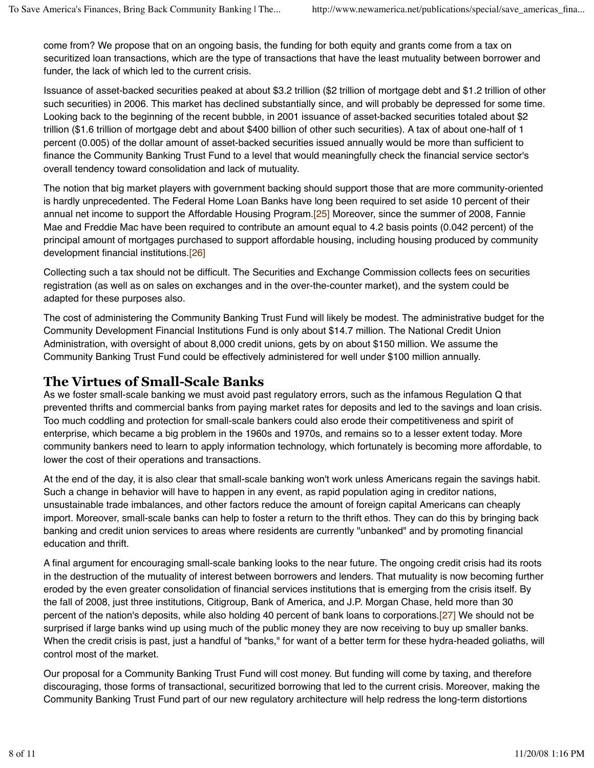come from? We propose that on an ongoing basis, the funding for both equity and grants come from a tax on securitized loan transactions, which are the type of transactions that have the least mutuality between borrower and funder, the lack of which led to the current crisis.

Issuance of asset-backed securities peaked at about $3.2 trillion ($2 trillion of mortgage debt and $1.2 trillion of other such securities) in 2006. This market has declined substantially since, and will probably be depressed for some time. Looking back to the beginning of the recent bubble, in 2001 issuance of asset-backed securities totaled about $2 trillion ($1.6 trillion of mortgage debt and about $400 billion of other such securities). A tax of about one-half of 1 percent (0.005) of the dollar amount of asset-backed securities issued annually would be more than sufficient to finance the Community Banking Trust Fund to a level that would meaningfully check the financial service sector's overall tendency toward consolidation and lack of mutuality.

The notion that big market players with government backing should support those that are more community-oriented is hardly unprecedented. The Federal Home Loan Banks have long been required to set aside 10 percent of their annual net income to support the Affordable Housing Program.[25] Moreover, since the summer of 2008, Fannie Mae and Freddie Mac have been required to contribute an amount equal to 4.2 basis points (0.042 percent) of the principal amount of mortgages purchased to support affordable housing, including housing produced by community development financial institutions.[26]

Collecting such a tax should not be difficult. The Securities and Exchange Commission collects fees on securities registration (as well as on sales on exchanges and in the over-the-counter market), and the system could be adapted for these purposes also.

The cost of administering the Community Banking Trust Fund will likely be modest. The administrative budget for the Community Development Financial Institutions Fund is only about $14.7 million. The National Credit Union Administration, with oversight of about 8,000 credit unions, gets by on about $150 million. We assume the Community Banking Trust Fund could be effectively administered for well under $100 million annually.

## The Virtues of Small-Scale Banks

As we foster small-scale banking we must avoid past regulatory errors, such as the infamous Regulation Q that prevented thrifts and commercial banks from paying market rates for deposits and led to the savings and loan crisis. Too much coddling and protection for small-scale bankers could also erode their competitiveness and spirit of enterprise, which became a big problem in the 1960s and 1970s, and remains so to a lesser extent today. More community bankers need to learn to apply information technology, which fortunately is becoming more affordable, to lower the cost of their operations and transactions.

At the end of the day, it is also clear that small-scale banking won't work unless Americans regain the savings habit. Such a change in behavior will have to happen in any event, as rapid population aging in creditor nations, unsustainable trade imbalances, and other factors reduce the amount of foreign capital Americans can cheaply import. Moreover, small-scale banks can help to foster a return to the thrift ethos. They can do this by bringing back banking and credit union services to areas where residents are currently "unbanked" and by promoting financial education and thrift.

A final argument for encouraging small-scale banking looks to the near future. The ongoing credit crisis had its roots in the destruction of the mutuality of interest between borrowers and lenders. That mutuality is now becoming further eroded by the even greater consolidation of financial services institutions that is emerging from the crisis itself. By the fall of 2008, just three institutions, Citigroup, Bank of America, and J.P. Morgan Chase, held more than 30 percent of the nation's deposits, while also holding 40 percent of bank loans to corporations.[27] We should not be surprised if large banks wind up using much of the public money they are now receiving to buy up smaller banks. When the credit crisis is past, just a handful of "banks," for want of a better term for these hydra-headed goliaths, will control most of the market.

Our proposal for a Community Banking Trust Fund will cost money. But funding will come by taxing, and therefore discouraging, those forms of transactional, securitized borrowing that led to the current crisis. Moreover, making the Community Banking Trust Fund part of our new regulatory architecture will help redress the long-term distortions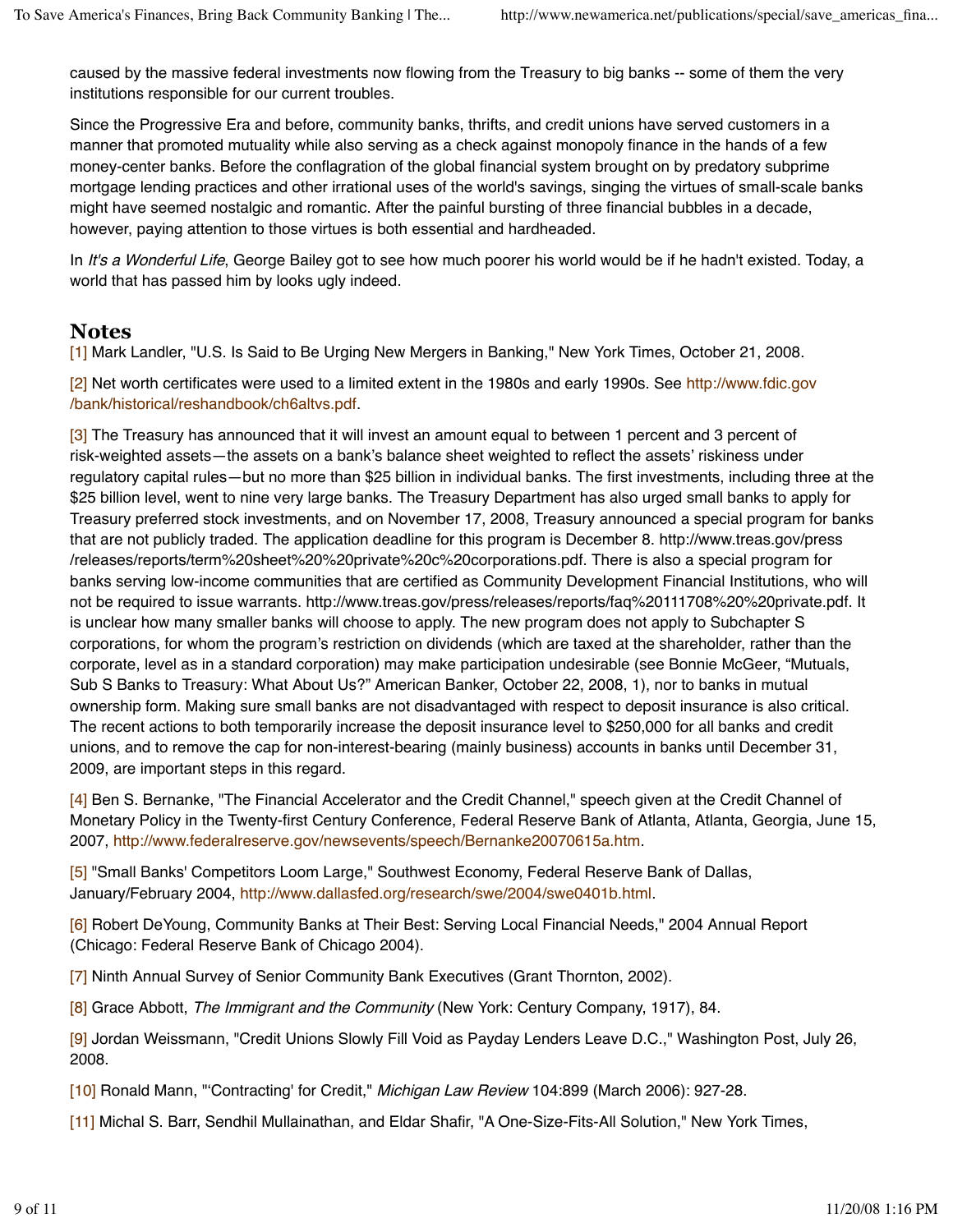caused by the massive federal investments now flowing from the Treasury to big banks -- some of them the very institutions responsible for our current troubles.

Since the Progressive Era and before, community banks, thrifts, and credit unions have served customers in a manner that promoted mutuality while also serving as a check against monopoly finance in the hands of a few money-center banks. Before the conflagration of the global financial system brought on by predatory subprime mortgage lending practices and other irrational uses of the world's savings, singing the virtues of small-scale banks might have seemed nostalgic and romantic. After the painful bursting of three financial bubbles in a decade, however, paying attention to those virtues is both essential and hardheaded.

In *It's a Wonderful Life*, George Bailey got to see how much poorer his world would be if he hadn't existed. Today, a world that has passed him by looks ugly indeed.

## Notes

[1] Mark Landler, "U.S. Is Said to Be Urging New Mergers in Banking," New York Times, October 21, 2008.

[2] Net worth certificates were used to a limited extent in the 1980s and early 1990s. See http://www.fdic.gov/bank/historical/reshandbook/ch6altvs.pdf.

[3] The Treasury has announced that it will invest an amount equal to between 1 percent and 3 percent of risk-weighted assets—the assets on a bank's balance sheet weighted to reflect the assets' riskiness under regulatory capital rules—but no more than $25 billion in individual banks. The first investments, including three at the $25 billion level, went to nine very large banks. The Treasury Department has also urged small banks to apply for Treasury preferred stock investments, and on November 17, 2008, Treasury announced a special program for banks that are not publicly traded. The application deadline for this program is December 8. http://www.treas.gov/press/releases/reports/term%20sheet%20%20private%20c%20corporations.pdf. There is also a special program for banks serving low-income communities that are certified as Community Development Financial Institutions, who will not be required to issue warrants. http://www.treas.gov/press/releases/reports/faq%20111708%20%20private.pdf. It is unclear how many smaller banks will choose to apply. The new program does not apply to Subchapter S corporations, for whom the program's restriction on dividends (which are taxed at the shareholder, rather than the corporate, level as in a standard corporation) may make participation undesirable (see Bonnie McGeer, "Mutuals, Sub S Banks to Treasury: What About Us?" American Banker, October 22, 2008, 1), nor to banks in mutual ownership form. Making sure small banks are not disadvantaged with respect to deposit insurance is also critical. The recent actions to both temporarily increase the deposit insurance level to $250,000 for all banks and credit unions, and to remove the cap for non-interest-bearing (mainly business) accounts in banks until December 31, 2009, are important steps in this regard.

[4] Ben S. Bernanke, "The Financial Accelerator and the Credit Channel," speech given at the Credit Channel of Monetary Policy in the Twenty-first Century Conference, Federal Reserve Bank of Atlanta, Atlanta, Georgia, June 15, 2007, http://www.federalreserve.gov/newsevents/speech/Bernanke20070615a.htm.

[5] "Small Banks' Competitors Loom Large," Southwest Economy, Federal Reserve Bank of Dallas, January/February 2004, http://www.dallasfed.org/research/swe/2004/swe0401b.html.

[6] Robert DeYoung, Community Banks at Their Best: Serving Local Financial Needs," 2004 Annual Report (Chicago: Federal Reserve Bank of Chicago 2004).

[7] Ninth Annual Survey of Senior Community Bank Executives (Grant Thornton, 2002).

[8] Grace Abbott, *The Immigrant and the Community* (New York: Century Company, 1917), 84.

[9] Jordan Weissmann, "Credit Unions Slowly Fill Void as Payday Lenders Leave D.C.," Washington Post, July 26, 2008.

[10] Ronald Mann, "'Contracting' for Credit," *Michigan Law Review* 104:899 (March 2006): 927-28.

[11] Michal S. Barr, Sendhil Mullainathan, and Eldar Shafir, "A One-Size-Fits-All Solution," New York Times,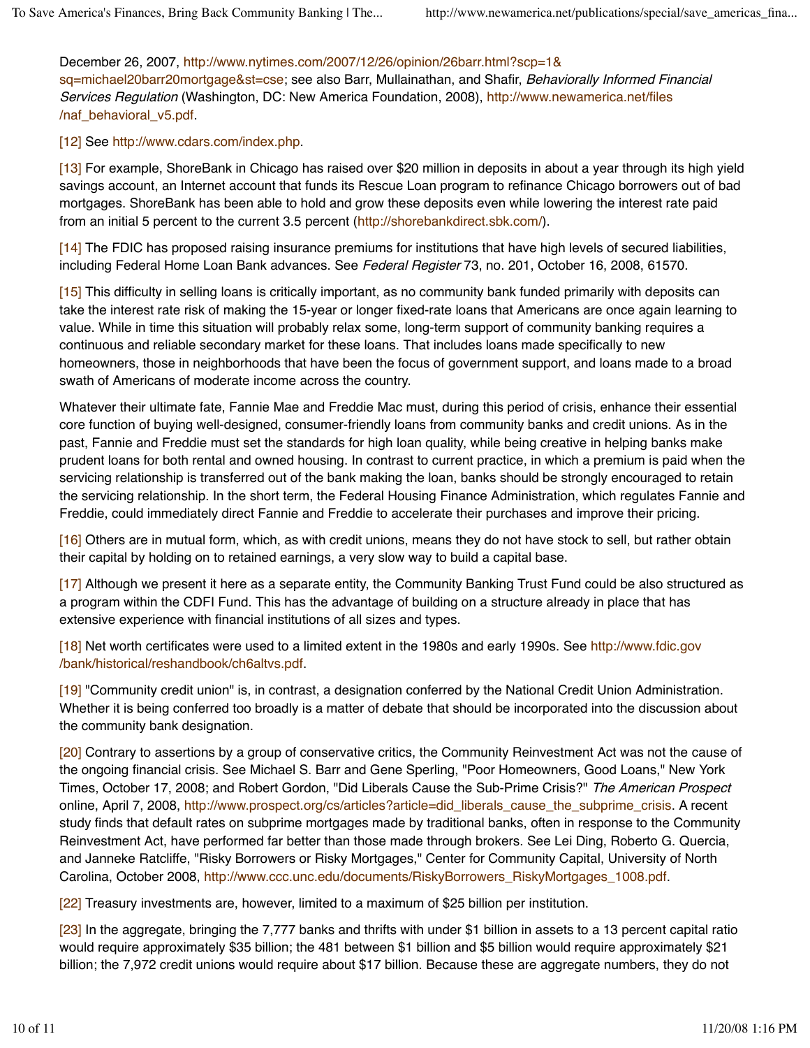December 26, 2007, http://www.nytimes.com/2007/12/26/opinion/26barr.html?scp=1&sq=michael20barr20mortgage&st=cse; see also Barr, Mullainathan, and Shafir, *Behaviorally Informed Financial Services Regulation* (Washington, DC: New America Foundation, 2008), http://www.newamerica.net/files/naf_behavioral_v5.pdf.

[12] See http://www.cdars.com/index.php.

[13] For example, ShoreBank in Chicago has raised over $20 million in deposits in about a year through its high yield savings account, an Internet account that funds its Rescue Loan program to refinance Chicago borrowers out of bad mortgages. ShoreBank has been able to hold and grow these deposits even while lowering the interest rate paid from an initial 5 percent to the current 3.5 percent (http://shorebankdirect.sbk.com/).

[14] The FDIC has proposed raising insurance premiums for institutions that have high levels of secured liabilities, including Federal Home Loan Bank advances. See *Federal Register* 73, no. 201, October 16, 2008, 61570.

[15] This difficulty in selling loans is critically important, as no community bank funded primarily with deposits can take the interest rate risk of making the 15-year or longer fixed-rate loans that Americans are once again learning to value. While in time this situation will probably relax some, long-term support of community banking requires a continuous and reliable secondary market for these loans. That includes loans made specifically to new homeowners, those in neighborhoods that have been the focus of government support, and loans made to a broad swath of Americans of moderate income across the country.

Whatever their ultimate fate, Fannie Mae and Freddie Mac must, during this period of crisis, enhance their essential core function of buying well-designed, consumer-friendly loans from community banks and credit unions. As in the past, Fannie and Freddie must set the standards for high loan quality, while being creative in helping banks make prudent loans for both rental and owned housing. In contrast to current practice, in which a premium is paid when the servicing relationship is transferred out of the bank making the loan, banks should be strongly encouraged to retain the servicing relationship. In the short term, the Federal Housing Finance Administration, which regulates Fannie and Freddie, could immediately direct Fannie and Freddie to accelerate their purchases and improve their pricing.

[16] Others are in mutual form, which, as with credit unions, means they do not have stock to sell, but rather obtain their capital by holding on to retained earnings, a very slow way to build a capital base.

[17] Although we present it here as a separate entity, the Community Banking Trust Fund could be also structured as a program within the CDFI Fund. This has the advantage of building on a structure already in place that has extensive experience with financial institutions of all sizes and types.

[18] Net worth certificates were used to a limited extent in the 1980s and early 1990s. See http://www.fdic.gov/bank/historical/reshandbook/ch6altvs.pdf.

[19] "Community credit union" is, in contrast, a designation conferred by the National Credit Union Administration. Whether it is being conferred too broadly is a matter of debate that should be incorporated into the discussion about the community bank designation.

[20] Contrary to assertions by a group of conservative critics, the Community Reinvestment Act was not the cause of the ongoing financial crisis. See Michael S. Barr and Gene Sperling, "Poor Homeowners, Good Loans," New York Times, October 17, 2008; and Robert Gordon, "Did Liberals Cause the Sub-Prime Crisis?" *The American Prospect* online, April 7, 2008, http://www.prospect.org/cs/articles?article=did_liberals_cause_the_subprime_crisis. A recent study finds that default rates on subprime mortgages made by traditional banks, often in response to the Community Reinvestment Act, have performed far better than those made through brokers. See Lei Ding, Roberto G. Quercia, and Janneke Ratcliffe, "Risky Borrowers or Risky Mortgages," Center for Community Capital, University of North Carolina, October 2008, http://www.ccc.unc.edu/documents/RiskyBorrowers_RiskyMortgages_1008.pdf.

[22] Treasury investments are, however, limited to a maximum of $25 billion per institution.

[23] In the aggregate, bringing the 7,777 banks and thrifts with under $1 billion in assets to a 13 percent capital ratio would require approximately $35 billion; the 481 between $1 billion and $5 billion would require approximately $21 billion; the 7,972 credit unions would require about $17 billion. Because these are aggregate numbers, they do not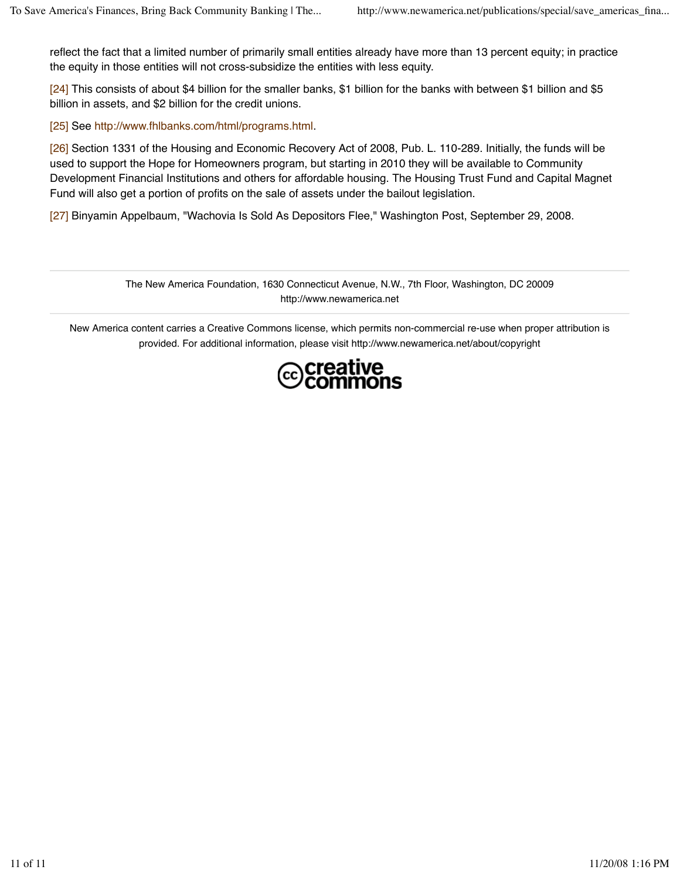reflect the fact that a limited number of primarily small entities already have more than 13 percent equity; in practice the equity in those entities will not cross-subsidize the entities with less equity.

[24] This consists of about $4 billion for the smaller banks, $1 billion for the banks with between $1 billion and $5 billion in assets, and $2 billion for the credit unions.

[25] See http://www.fhlbanks.com/html/programs.html.

[26] Section 1331 of the Housing and Economic Recovery Act of 2008, Pub. L. 110-289. Initially, the funds will be used to support the Hope for Homeowners program, but starting in 2010 they will be available to Community Development Financial Institutions and others for affordable housing. The Housing Trust Fund and Capital Magnet Fund will also get a portion of profits on the sale of assets under the bailout legislation.

[27] Binyamin Appelbaum, "Wachovia Is Sold As Depositors Flee," Washington Post, September 29, 2008.

---

The New America Foundation, 1630 Connecticut Avenue, N.W., 7th Floor, Washington, DC 20009
http://www.newamerica.net

---

New America content carries a Creative Commons license, which permits non-commercial re-use when proper attribution is provided. For additional information, please visit http://www.newamerica.net/about/copyright

creative commons